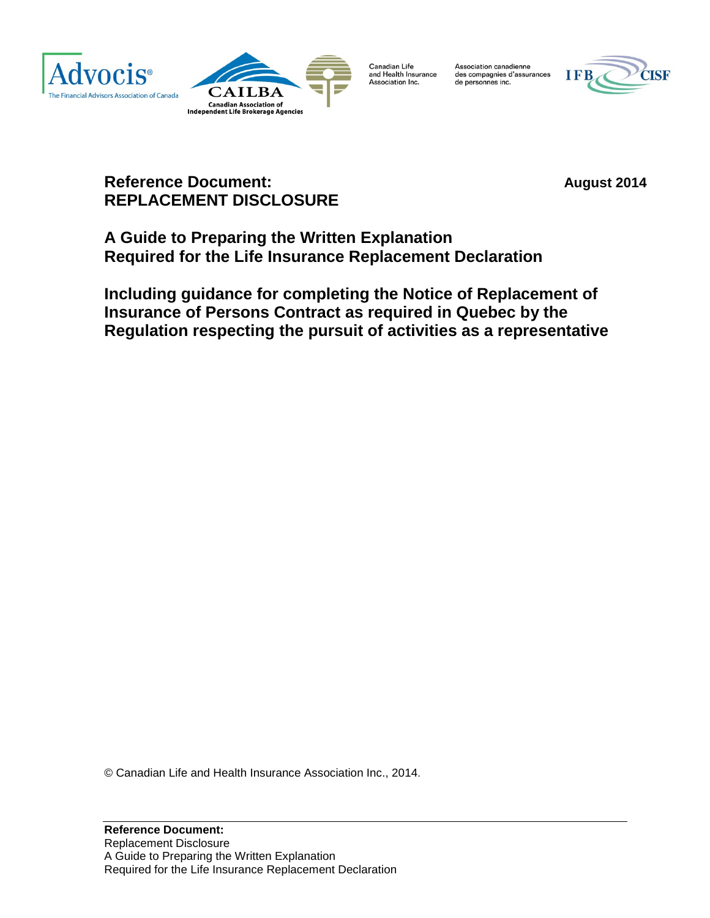Advocis® The Financial Advisors Association of Canada

CAILBA Canadian Association of Independent Life Brokerage Agencies

Canadian Life and Health Insurance Association Inc.

Association canadienne des compagnies d'assurances de personnes inc.

IFB CISF

# Reference Document: REPLACEMENT DISCLOSURE

**August 2014**

## A Guide to Preparing the Written Explanation Required for the Life Insurance Replacement Declaration

## Including guidance for completing the Notice of Replacement of Insurance of Persons Contract as required in Quebec by the Regulation respecting the pursuit of activities as a representative

© Canadian Life and Health Insurance Association Inc., 2014.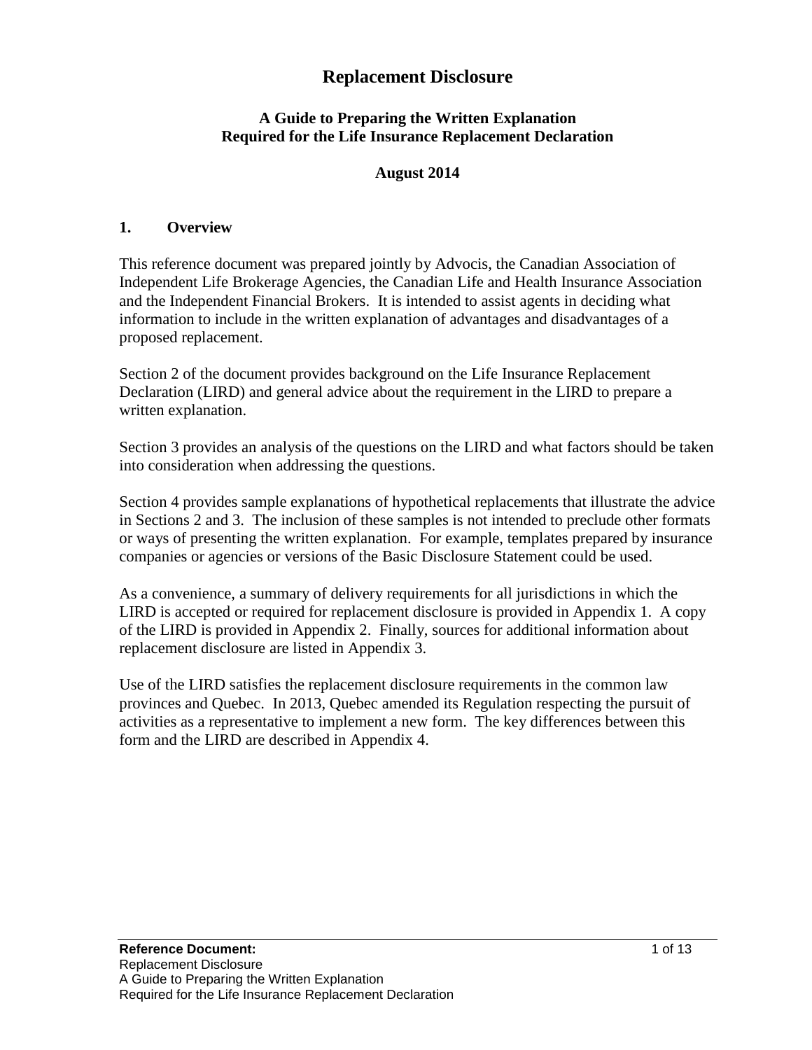# Replacement Disclosure

### A Guide to Preparing the Written Explanation Required for the Life Insurance Replacement Declaration

**August 2014**

## 1. Overview

This reference document was prepared jointly by Advocis, the Canadian Association of Independent Life Brokerage Agencies, the Canadian Life and Health Insurance Association and the Independent Financial Brokers. It is intended to assist agents in deciding what information to include in the written explanation of advantages and disadvantages of a proposed replacement.

Section 2 of the document provides background on the Life Insurance Replacement Declaration (LIRD) and general advice about the requirement in the LIRD to prepare a written explanation.

Section 3 provides an analysis of the questions on the LIRD and what factors should be taken into consideration when addressing the questions.

Section 4 provides sample explanations of hypothetical replacements that illustrate the advice in Sections 2 and 3. The inclusion of these samples is not intended to preclude other formats or ways of presenting the written explanation. For example, templates prepared by insurance companies or agencies or versions of the Basic Disclosure Statement could be used.

As a convenience, a summary of delivery requirements for all jurisdictions in which the LIRD is accepted or required for replacement disclosure is provided in Appendix 1. A copy of the LIRD is provided in Appendix 2. Finally, sources for additional information about replacement disclosure are listed in Appendix 3.

Use of the LIRD satisfies the replacement disclosure requirements in the common law provinces and Quebec. In 2013, Quebec amended its Regulation respecting the pursuit of activities as a representative to implement a new form. The key differences between this form and the LIRD are described in Appendix 4.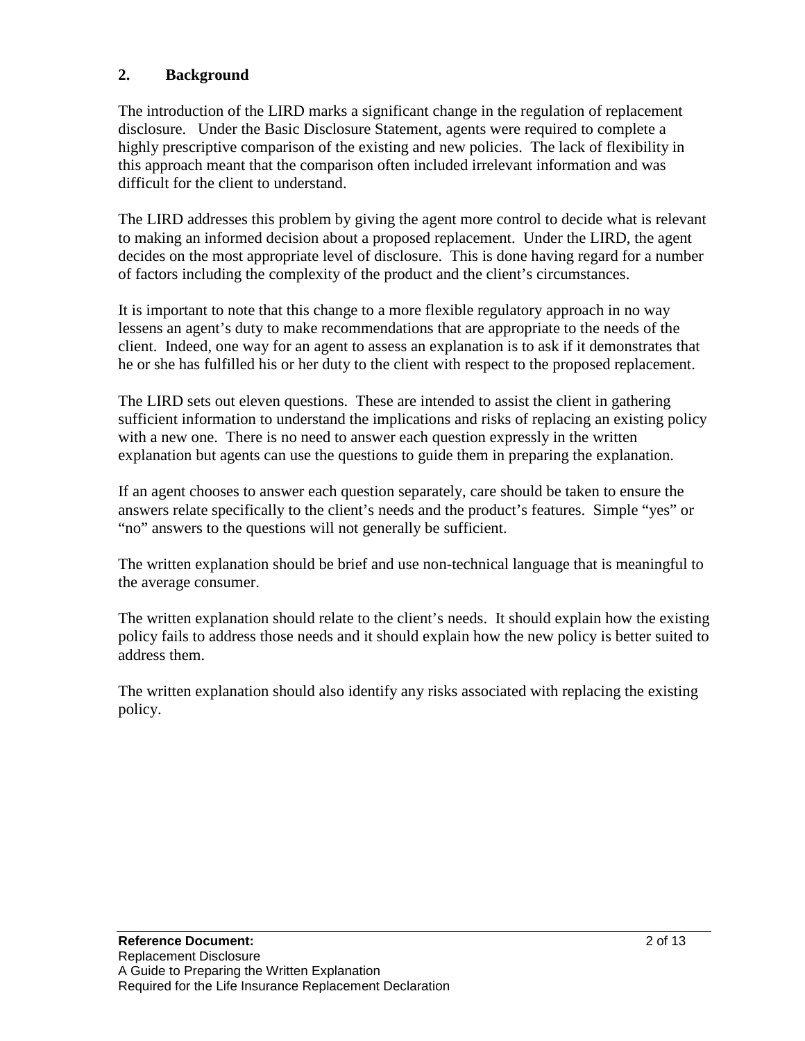## 2. Background

The introduction of the LIRD marks a significant change in the regulation of replacement disclosure. Under the Basic Disclosure Statement, agents were required to complete a highly prescriptive comparison of the existing and new policies. The lack of flexibility in this approach meant that the comparison often included irrelevant information and was difficult for the client to understand.

The LIRD addresses this problem by giving the agent more control to decide what is relevant to making an informed decision about a proposed replacement. Under the LIRD, the agent decides on the most appropriate level of disclosure. This is done having regard for a number of factors including the complexity of the product and the client's circumstances.

It is important to note that this change to a more flexible regulatory approach in no way lessens an agent's duty to make recommendations that are appropriate to the needs of the client. Indeed, one way for an agent to assess an explanation is to ask if it demonstrates that he or she has fulfilled his or her duty to the client with respect to the proposed replacement.

The LIRD sets out eleven questions. These are intended to assist the client in gathering sufficient information to understand the implications and risks of replacing an existing policy with a new one. There is no need to answer each question expressly in the written explanation but agents can use the questions to guide them in preparing the explanation.

If an agent chooses to answer each question separately, care should be taken to ensure the answers relate specifically to the client's needs and the product's features. Simple "yes" or "no" answers to the questions will not generally be sufficient.

The written explanation should be brief and use non-technical language that is meaningful to the average consumer.

The written explanation should relate to the client's needs. It should explain how the existing policy fails to address those needs and it should explain how the new policy is better suited to address them.

The written explanation should also identify any risks associated with replacing the existing policy.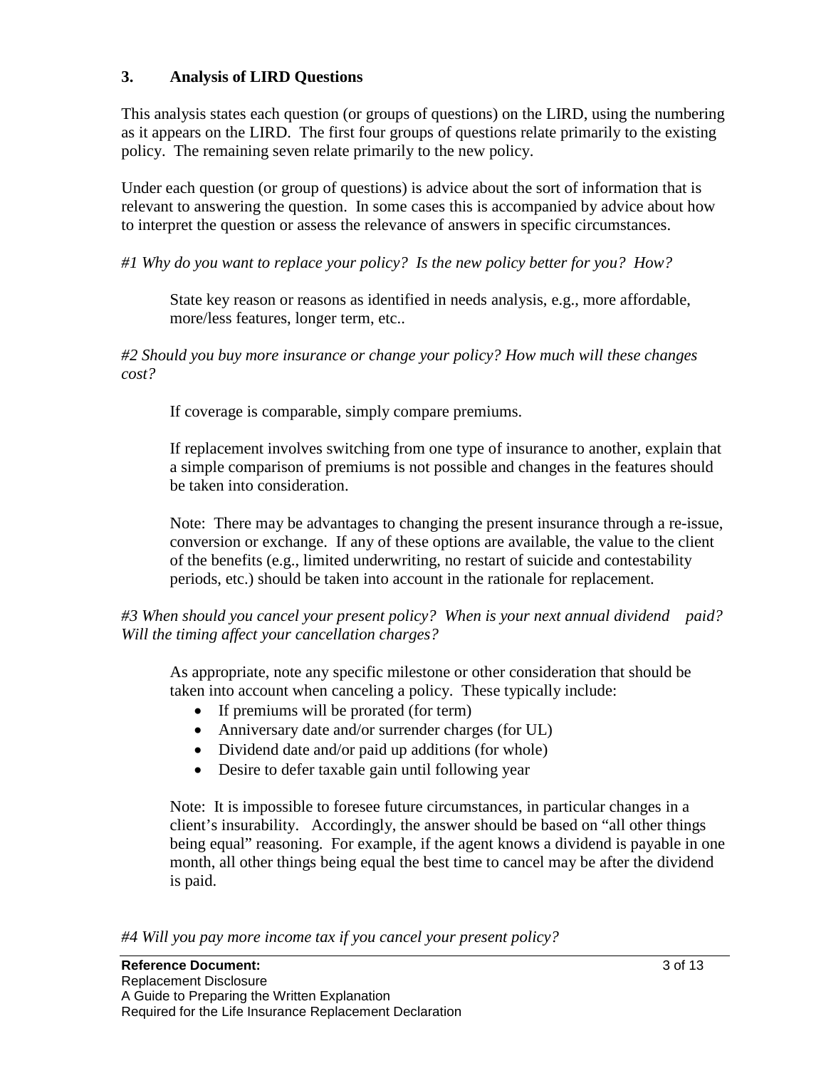## 3. Analysis of LIRD Questions

This analysis states each question (or groups of questions) on the LIRD, using the numbering as it appears on the LIRD. The first four groups of questions relate primarily to the existing policy. The remaining seven relate primarily to the new policy.

Under each question (or group of questions) is advice about the sort of information that is relevant to answering the question. In some cases this is accompanied by advice about how to interpret the question or assess the relevance of answers in specific circumstances.

*#1 Why do you want to replace your policy? Is the new policy better for you? How?*

> State key reason or reasons as identified in needs analysis, e.g., more affordable, more/less features, longer term, etc..

*#2 Should you buy more insurance or change your policy? How much will these changes cost?*

> If coverage is comparable, simply compare premiums.
>
> If replacement involves switching from one type of insurance to another, explain that a simple comparison of premiums is not possible and changes in the features should be taken into consideration.
>
> Note: There may be advantages to changing the present insurance through a re-issue, conversion or exchange. If any of these options are available, the value to the client of the benefits (e.g., limited underwriting, no restart of suicide and contestability periods, etc.) should be taken into account in the rationale for replacement.

*#3 When should you cancel your present policy? When is your next annual dividend paid? Will the timing affect your cancellation charges?*

> As appropriate, note any specific milestone or other consideration that should be taken into account when canceling a policy. These typically include:
>
> - If premiums will be prorated (for term)
> - Anniversary date and/or surrender charges (for UL)
> - Dividend date and/or paid up additions (for whole)
> - Desire to defer taxable gain until following year
>
> Note: It is impossible to foresee future circumstances, in particular changes in a client's insurability. Accordingly, the answer should be based on "all other things being equal" reasoning. For example, if the agent knows a dividend is payable in one month, all other things being equal the best time to cancel may be after the dividend is paid.

*#4 Will you pay more income tax if you cancel your present policy?*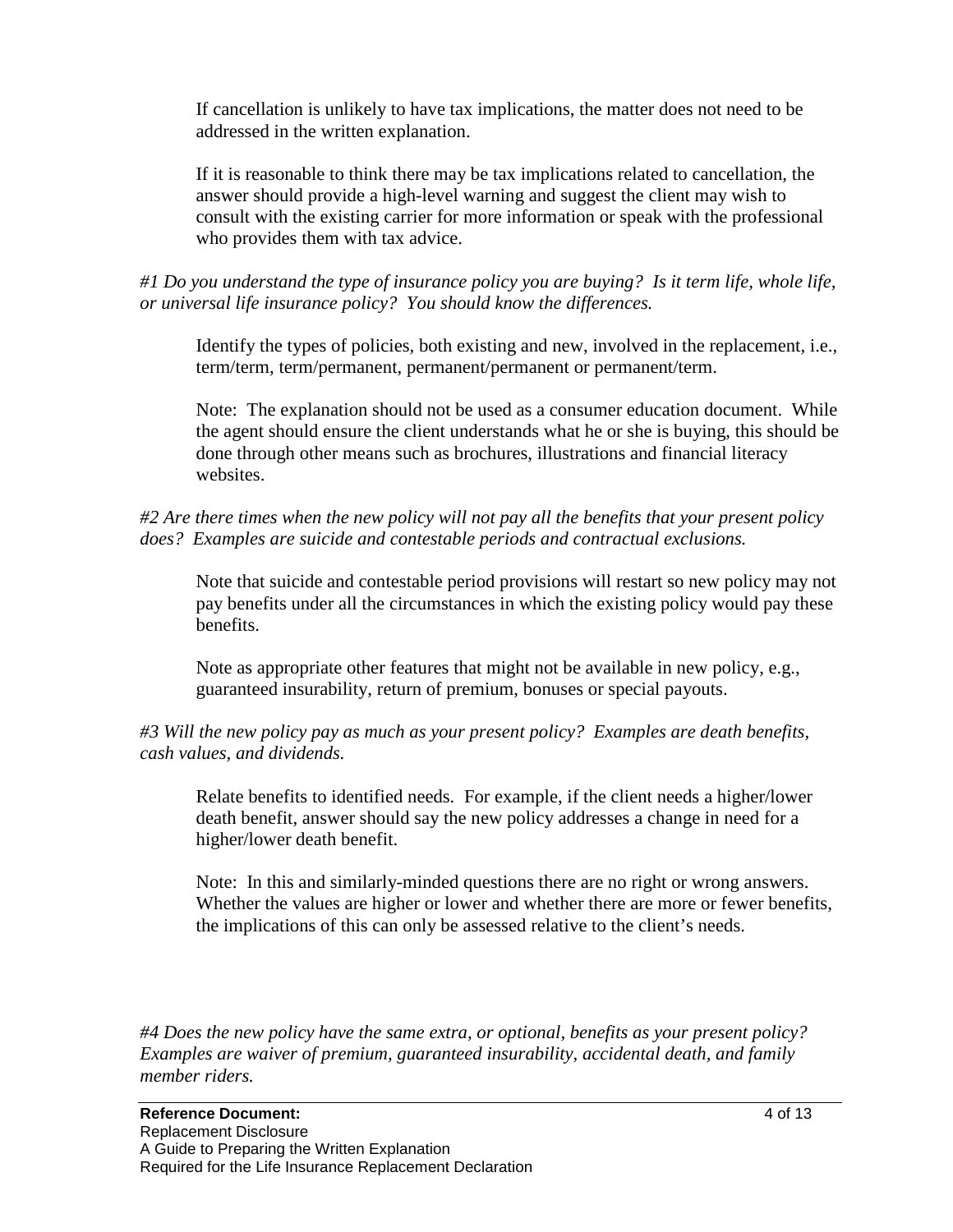If cancellation is unlikely to have tax implications, the matter does not need to be addressed in the written explanation.

If it is reasonable to think there may be tax implications related to cancellation, the answer should provide a high-level warning and suggest the client may wish to consult with the existing carrier for more information or speak with the professional who provides them with tax advice.

*#1 Do you understand the type of insurance policy you are buying? Is it term life, whole life, or universal life insurance policy? You should know the differences.*

Identify the types of policies, both existing and new, involved in the replacement, i.e., term/term, term/permanent, permanent/permanent or permanent/term.

Note: The explanation should not be used as a consumer education document. While the agent should ensure the client understands what he or she is buying, this should be done through other means such as brochures, illustrations and financial literacy websites.

*#2 Are there times when the new policy will not pay all the benefits that your present policy does? Examples are suicide and contestable periods and contractual exclusions.*

Note that suicide and contestable period provisions will restart so new policy may not pay benefits under all the circumstances in which the existing policy would pay these benefits.

Note as appropriate other features that might not be available in new policy, e.g., guaranteed insurability, return of premium, bonuses or special payouts.

*#3 Will the new policy pay as much as your present policy? Examples are death benefits, cash values, and dividends.*

Relate benefits to identified needs. For example, if the client needs a higher/lower death benefit, answer should say the new policy addresses a change in need for a higher/lower death benefit.

Note: In this and similarly-minded questions there are no right or wrong answers. Whether the values are higher or lower and whether there are more or fewer benefits, the implications of this can only be assessed relative to the client's needs.

*#4 Does the new policy have the same extra, or optional, benefits as your present policy? Examples are waiver of premium, guaranteed insurability, accidental death, and family member riders.*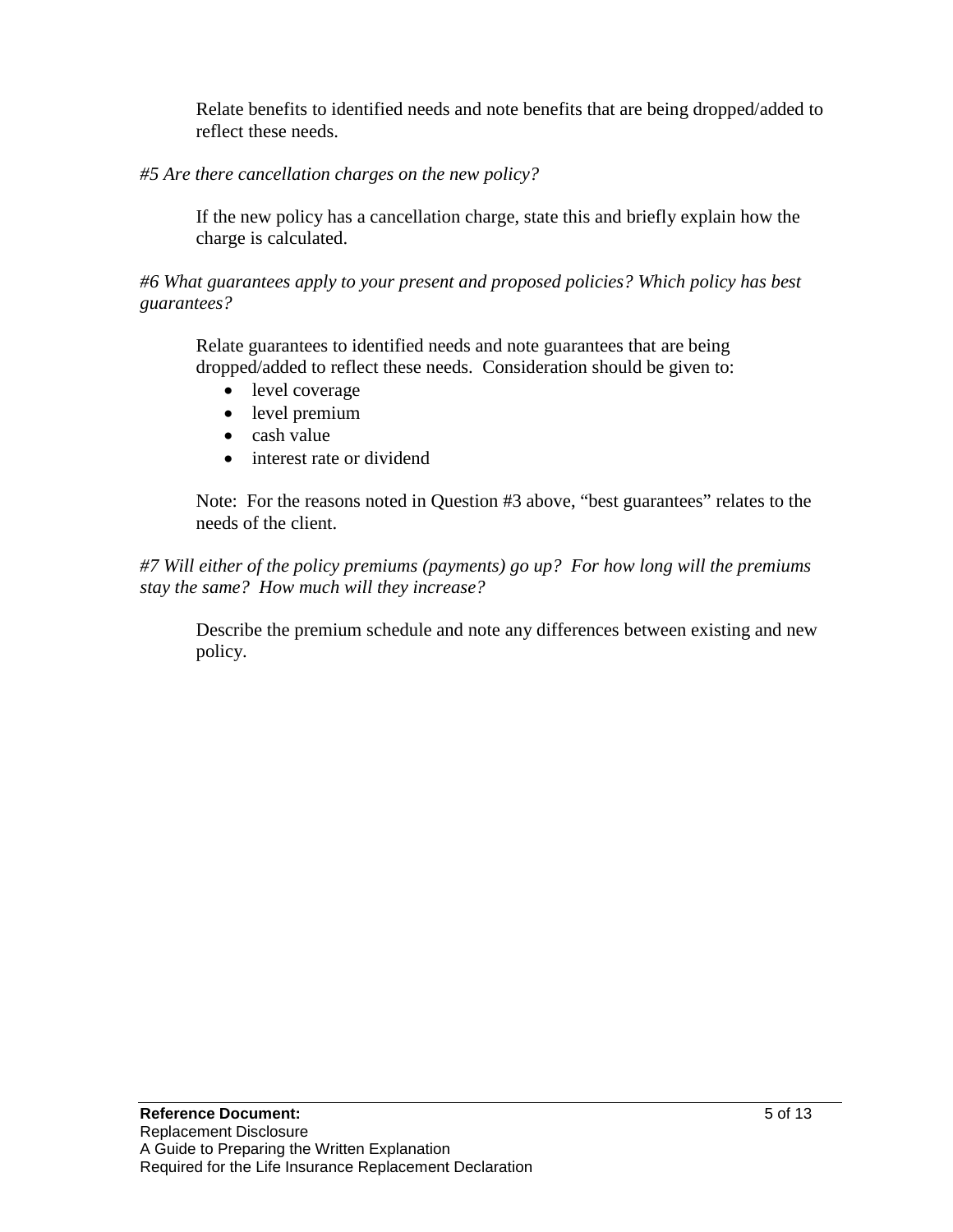Relate benefits to identified needs and note benefits that are being dropped/added to reflect these needs.

*#5 Are there cancellation charges on the new policy?*

If the new policy has a cancellation charge, state this and briefly explain how the charge is calculated.

*#6 What guarantees apply to your present and proposed policies? Which policy has best guarantees?*

Relate guarantees to identified needs and note guarantees that are being dropped/added to reflect these needs. Consideration should be given to:

- level coverage
- level premium
- cash value
- interest rate or dividend

Note: For the reasons noted in Question #3 above, "best guarantees" relates to the needs of the client.

*#7 Will either of the policy premiums (payments) go up? For how long will the premiums stay the same? How much will they increase?*

Describe the premium schedule and note any differences between existing and new policy.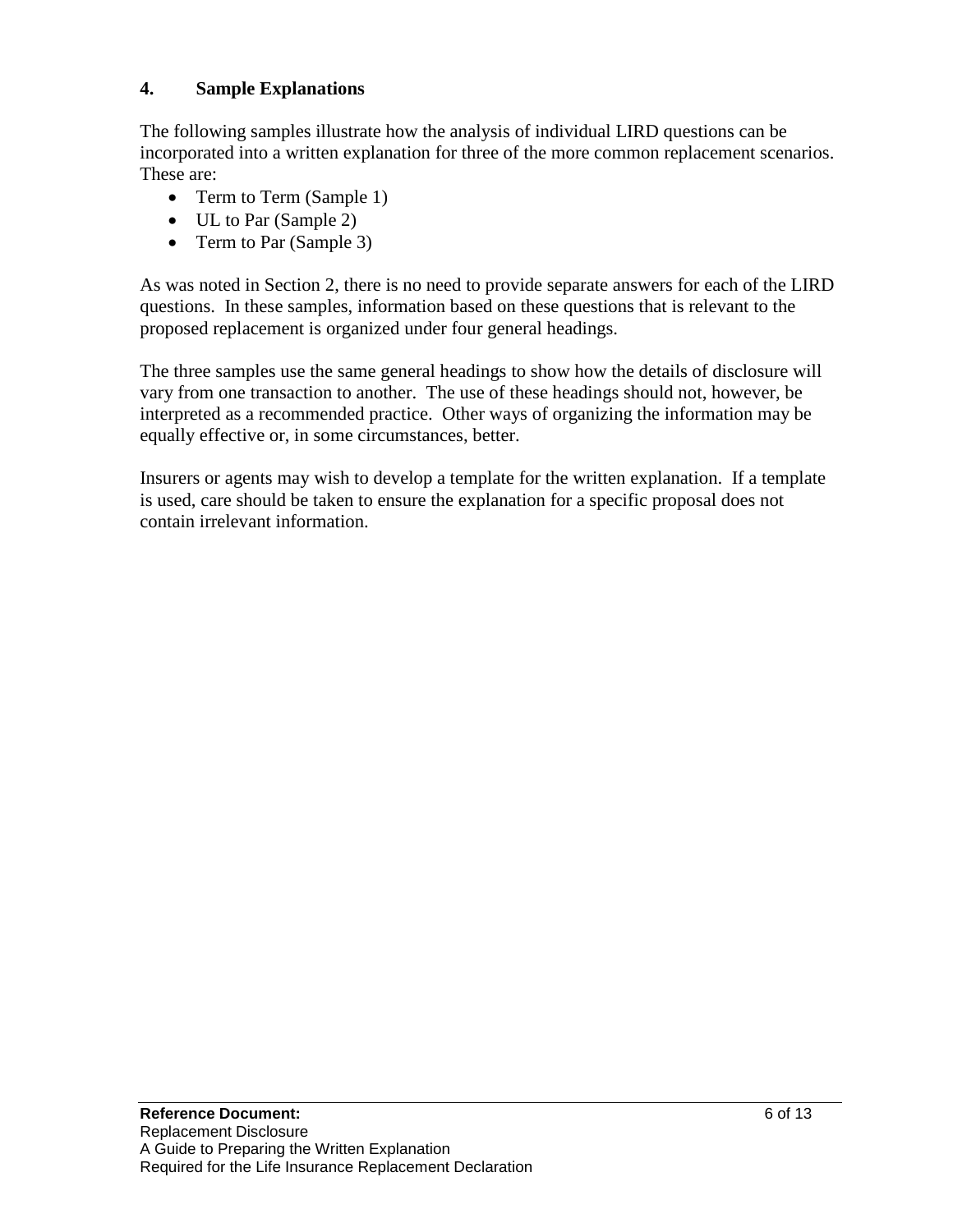## 4. Sample Explanations

The following samples illustrate how the analysis of individual LIRD questions can be incorporated into a written explanation for three of the more common replacement scenarios. These are:

- Term to Term (Sample 1)
- UL to Par (Sample 2)
- Term to Par (Sample 3)

As was noted in Section 2, there is no need to provide separate answers for each of the LIRD questions. In these samples, information based on these questions that is relevant to the proposed replacement is organized under four general headings.

The three samples use the same general headings to show how the details of disclosure will vary from one transaction to another. The use of these headings should not, however, be interpreted as a recommended practice. Other ways of organizing the information may be equally effective or, in some circumstances, better.

Insurers or agents may wish to develop a template for the written explanation. If a template is used, care should be taken to ensure the explanation for a specific proposal does not contain irrelevant information.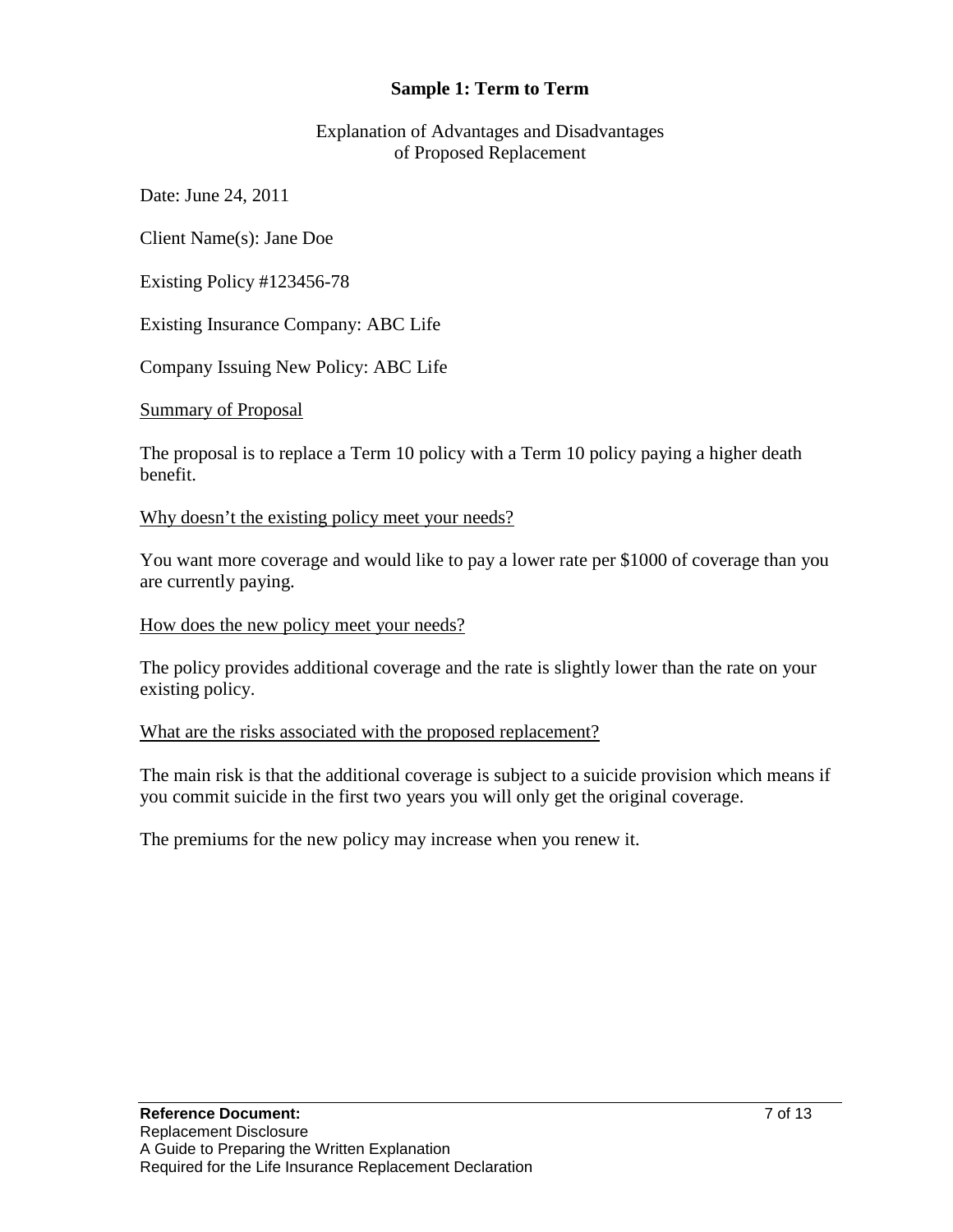## Sample 1: Term to Term

Explanation of Advantages and Disadvantages
of Proposed Replacement

Date: June 24, 2011

Client Name(s): Jane Doe

Existing Policy #123456-78

Existing Insurance Company: ABC Life

Company Issuing New Policy: ABC Life

<u>Summary of Proposal</u>

The proposal is to replace a Term 10 policy with a Term 10 policy paying a higher death benefit.

<u>Why doesn't the existing policy meet your needs?</u>

You want more coverage and would like to pay a lower rate per $1000 of coverage than you are currently paying.

<u>How does the new policy meet your needs?</u>

The policy provides additional coverage and the rate is slightly lower than the rate on your existing policy.

<u>What are the risks associated with the proposed replacement?</u>

The main risk is that the additional coverage is subject to a suicide provision which means if you commit suicide in the first two years you will only get the original coverage.

The premiums for the new policy may increase when you renew it.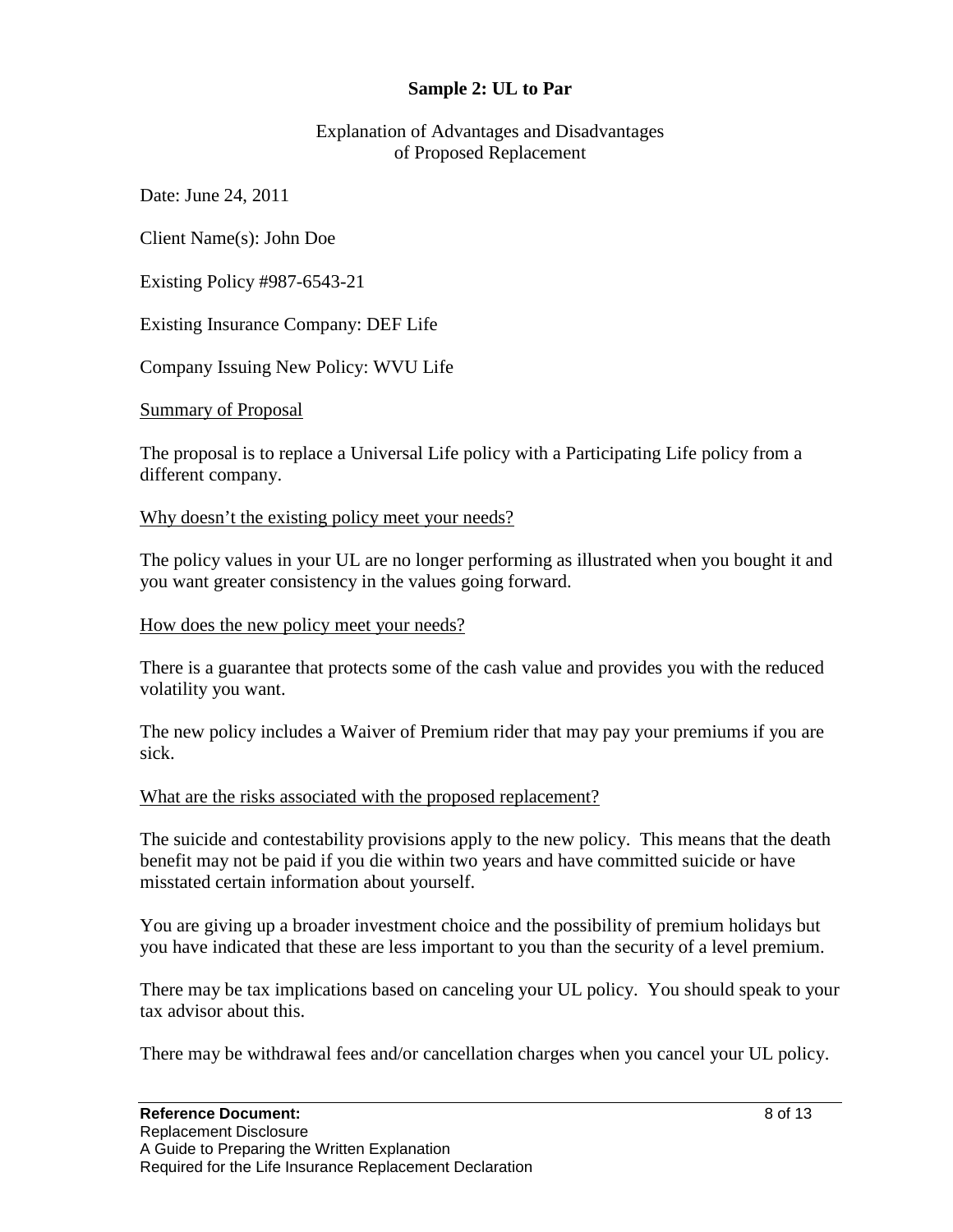**Sample 2: UL to Par**

Explanation of Advantages and Disadvantages
of Proposed Replacement

Date: June 24, 2011

Client Name(s): John Doe

Existing Policy #987-6543-21

Existing Insurance Company: DEF Life

Company Issuing New Policy: WVU Life

Summary of Proposal

The proposal is to replace a Universal Life policy with a Participating Life policy from a different company.

Why doesn't the existing policy meet your needs?

The policy values in your UL are no longer performing as illustrated when you bought it and you want greater consistency in the values going forward.

How does the new policy meet your needs?

There is a guarantee that protects some of the cash value and provides you with the reduced volatility you want.

The new policy includes a Waiver of Premium rider that may pay your premiums if you are sick.

What are the risks associated with the proposed replacement?

The suicide and contestability provisions apply to the new policy. This means that the death benefit may not be paid if you die within two years and have committed suicide or have misstated certain information about yourself.

You are giving up a broader investment choice and the possibility of premium holidays but you have indicated that these are less important to you than the security of a level premium.

There may be tax implications based on canceling your UL policy. You should speak to your tax advisor about this.

There may be withdrawal fees and/or cancellation charges when you cancel your UL policy.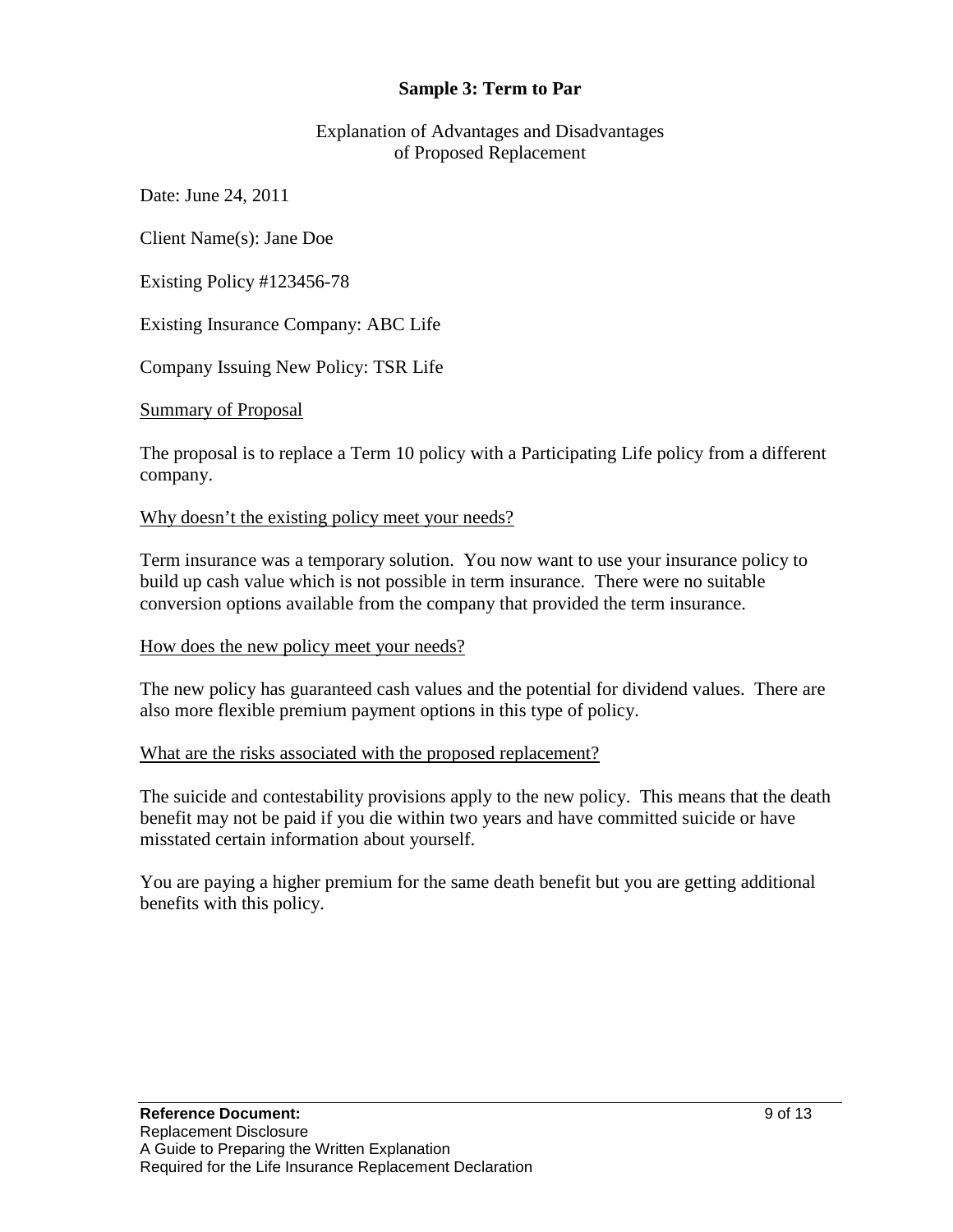## Sample 3: Term to Par

Explanation of Advantages and Disadvantages
of Proposed Replacement

Date: June 24, 2011

Client Name(s): Jane Doe

Existing Policy #123456-78

Existing Insurance Company: ABC Life

Company Issuing New Policy: TSR Life

Summary of Proposal

The proposal is to replace a Term 10 policy with a Participating Life policy from a different company.

Why doesn't the existing policy meet your needs?

Term insurance was a temporary solution. You now want to use your insurance policy to build up cash value which is not possible in term insurance. There were no suitable conversion options available from the company that provided the term insurance.

How does the new policy meet your needs?

The new policy has guaranteed cash values and the potential for dividend values. There are also more flexible premium payment options in this type of policy.

What are the risks associated with the proposed replacement?

The suicide and contestability provisions apply to the new policy. This means that the death benefit may not be paid if you die within two years and have committed suicide or have misstated certain information about yourself.

You are paying a higher premium for the same death benefit but you are getting additional benefits with this policy.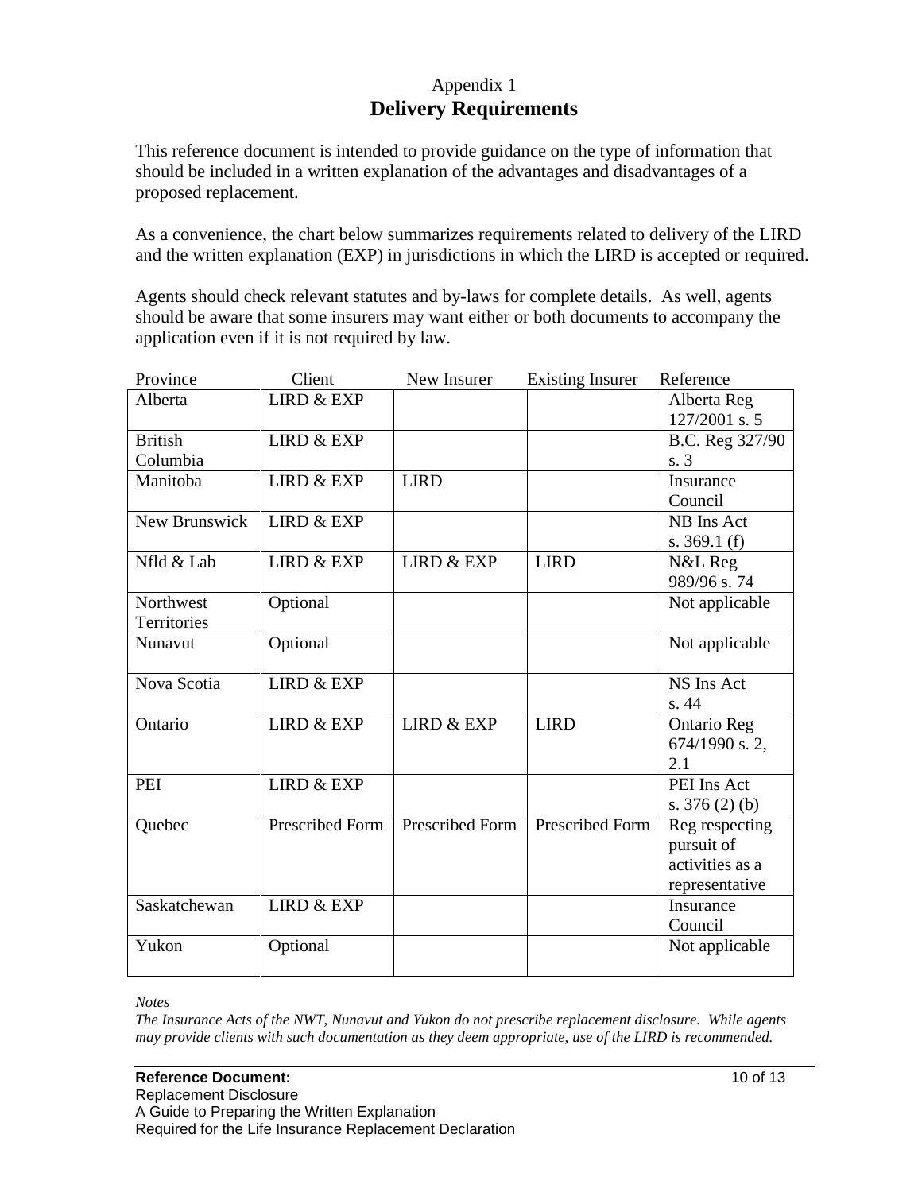Appendix 1

## Delivery Requirements

This reference document is intended to provide guidance on the type of information that should be included in a written explanation of the advantages and disadvantages of a proposed replacement.

As a convenience, the chart below summarizes requirements related to delivery of the LIRD and the written explanation (EXP) in jurisdictions in which the LIRD is accepted or required.

Agents should check relevant statutes and by-laws for complete details. As well, agents should be aware that some insurers may want either or both documents to accompany the application even if it is not required by law.

| Province | Client | New Insurer | Existing Insurer | Reference |
|---|---|---|---|---|
| Alberta | LIRD & EXP | | | Alberta Reg 127/2001 s. 5 |
| British Columbia | LIRD & EXP | | | B.C. Reg 327/90 s. 3 |
| Manitoba | LIRD & EXP | LIRD | | Insurance Council |
| New Brunswick | LIRD & EXP | | | NB Ins Act s. 369.1 (f) |
| Nfld & Lab | LIRD & EXP | LIRD & EXP | LIRD | N&L Reg 989/96 s. 74 |
| Northwest Territories | Optional | | | Not applicable |
| Nunavut | Optional | | | Not applicable |
| Nova Scotia | LIRD & EXP | | | NS Ins Act s. 44 |
| Ontario | LIRD & EXP | LIRD & EXP | LIRD | Ontario Reg 674/1990 s. 2, 2.1 |
| PEI | LIRD & EXP | | | PEI Ins Act s. 376 (2) (b) |
| Quebec | Prescribed Form | Prescribed Form | Prescribed Form | Reg respecting pursuit of activities as a representative |
| Saskatchewan | LIRD & EXP | | | Insurance Council |
| Yukon | Optional | | | Not applicable |

*Notes*

*The Insurance Acts of the NWT, Nunavut and Yukon do not prescribe replacement disclosure. While agents may provide clients with such documentation as they deem appropriate, use of the LIRD is recommended.*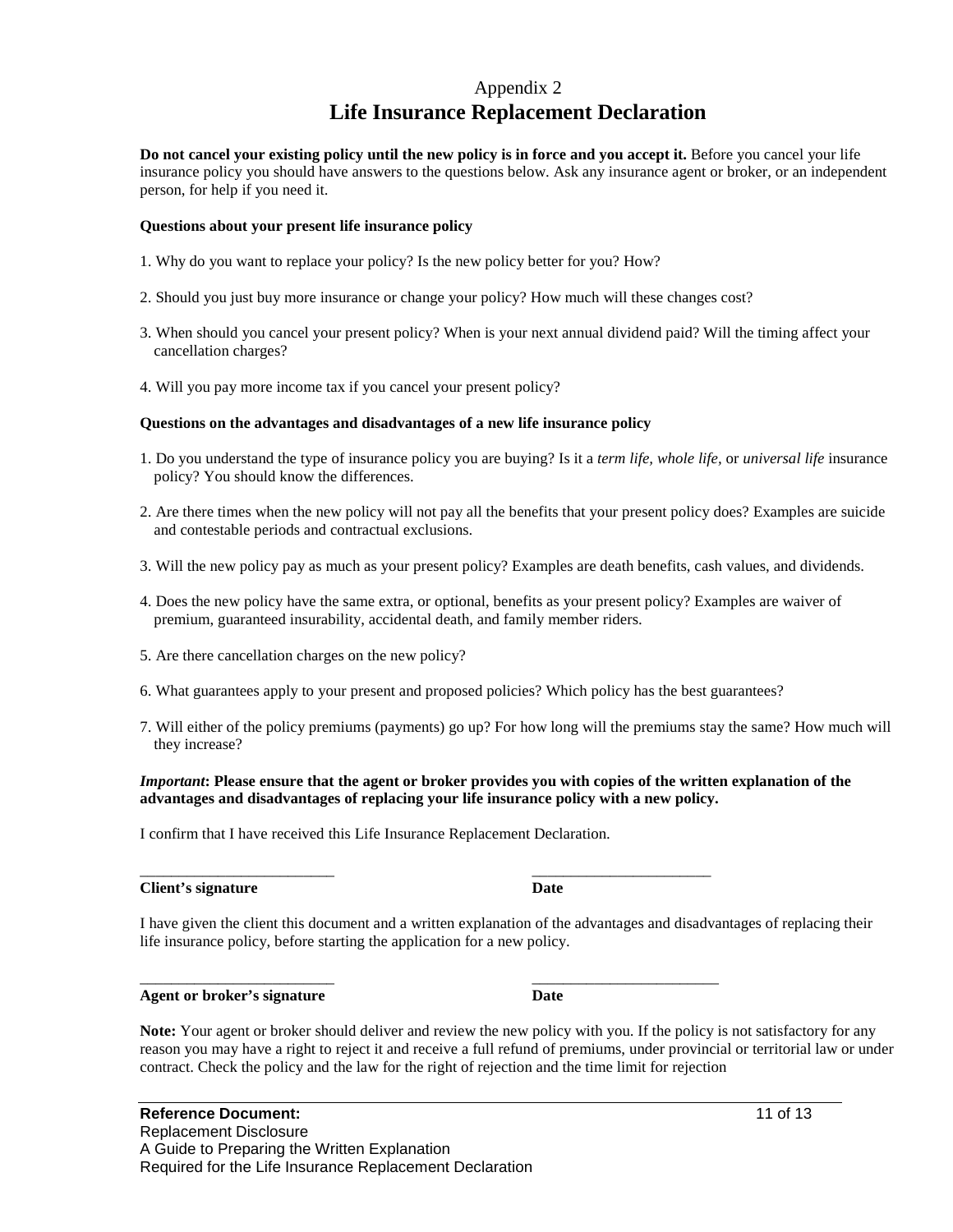Appendix 2

# Life Insurance Replacement Declaration

**Do not cancel your existing policy until the new policy is in force and you accept it.** Before you cancel your life insurance policy you should have answers to the questions below. Ask any insurance agent or broker, or an independent person, for help if you need it.

**Questions about your present life insurance policy**

1. Why do you want to replace your policy? Is the new policy better for you? How?

2. Should you just buy more insurance or change your policy? How much will these changes cost?

3. When should you cancel your present policy? When is your next annual dividend paid? Will the timing affect your cancellation charges?

4. Will you pay more income tax if you cancel your present policy?

**Questions on the advantages and disadvantages of a new life insurance policy**

1. Do you understand the type of insurance policy you are buying? Is it a *term life, whole life*, or *universal life* insurance policy? You should know the differences.

2. Are there times when the new policy will not pay all the benefits that your present policy does? Examples are suicide and contestable periods and contractual exclusions.

3. Will the new policy pay as much as your present policy? Examples are death benefits, cash values, and dividends.

4. Does the new policy have the same extra, or optional, benefits as your present policy? Examples are waiver of premium, guaranteed insurability, accidental death, and family member riders.

5. Are there cancellation charges on the new policy?

6. What guarantees apply to your present and proposed policies? Which policy has the best guarantees?

7. Will either of the policy premiums (payments) go up? For how long will the premiums stay the same? How much will they increase?

***Important*: Please ensure that the agent or broker provides you with copies of the written explanation of the advantages and disadvantages of replacing your life insurance policy with a new policy.**

I confirm that I have received this Life Insurance Replacement Declaration.

\_\_\_\_\_\_\_\_\_\_\_\_\_\_\_\_\_\_\_\_\_\_\_\_\_ &nbsp;&nbsp;&nbsp;&nbsp;&nbsp;&nbsp;&nbsp;&nbsp; \_\_\_\_\_\_\_\_\_\_\_\_\_\_\_\_\_\_\_\_\_\_\_\_
**Client's signature** &nbsp;&nbsp;&nbsp;&nbsp;&nbsp;&nbsp;&nbsp;&nbsp; **Date**

I have given the client this document and a written explanation of the advantages and disadvantages of replacing their life insurance policy, before starting the application for a new policy.

\_\_\_\_\_\_\_\_\_\_\_\_\_\_\_\_\_\_\_\_\_\_\_\_\_ &nbsp;&nbsp;&nbsp;&nbsp;&nbsp;&nbsp;&nbsp;&nbsp; \_\_\_\_\_\_\_\_\_\_\_\_\_\_\_\_\_\_\_\_\_\_\_\_
**Agent or broker's signature** &nbsp;&nbsp;&nbsp;&nbsp;&nbsp;&nbsp;&nbsp;&nbsp; **Date**

**Note:** Your agent or broker should deliver and review the new policy with you. If the policy is not satisfactory for any reason you may have a right to reject it and receive a full refund of premiums, under provincial or territorial law or under contract. Check the policy and the law for the right of rejection and the time limit for rejection

**Reference Document:**
Replacement Disclosure
A Guide to Preparing the Written Explanation
Required for the Life Insurance Replacement Declaration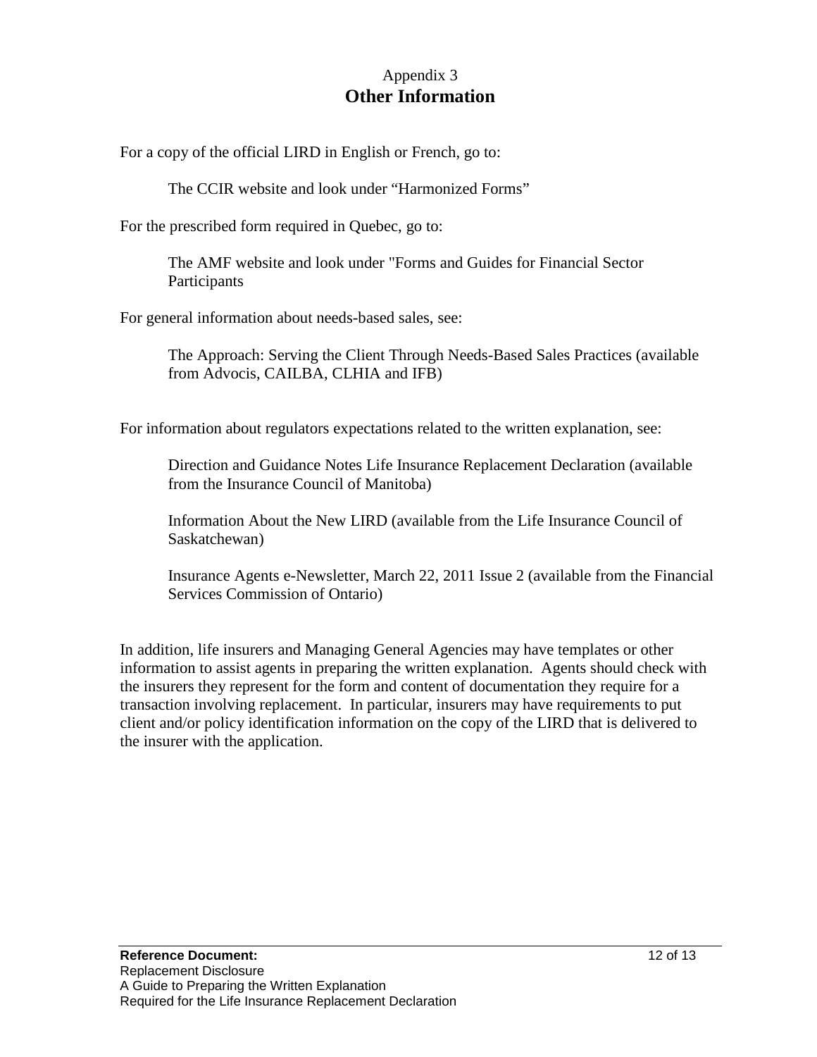Appendix 3

# Other Information

For a copy of the official LIRD in English or French, go to:

> The CCIR website and look under “Harmonized Forms”

For the prescribed form required in Quebec, go to:

> The AMF website and look under "Forms and Guides for Financial Sector Participants

For general information about needs-based sales, see:

> The Approach: Serving the Client Through Needs-Based Sales Practices (available from Advocis, CAILBA, CLHIA and IFB)

For information about regulators expectations related to the written explanation, see:

> Direction and Guidance Notes Life Insurance Replacement Declaration (available from the Insurance Council of Manitoba)
>
> Information About the New LIRD (available from the Life Insurance Council of Saskatchewan)
>
> Insurance Agents e-Newsletter, March 22, 2011 Issue 2 (available from the Financial Services Commission of Ontario)

In addition, life insurers and Managing General Agencies may have templates or other information to assist agents in preparing the written explanation. Agents should check with the insurers they represent for the form and content of documentation they require for a transaction involving replacement. In particular, insurers may have requirements to put client and/or policy identification information on the copy of the LIRD that is delivered to the insurer with the application.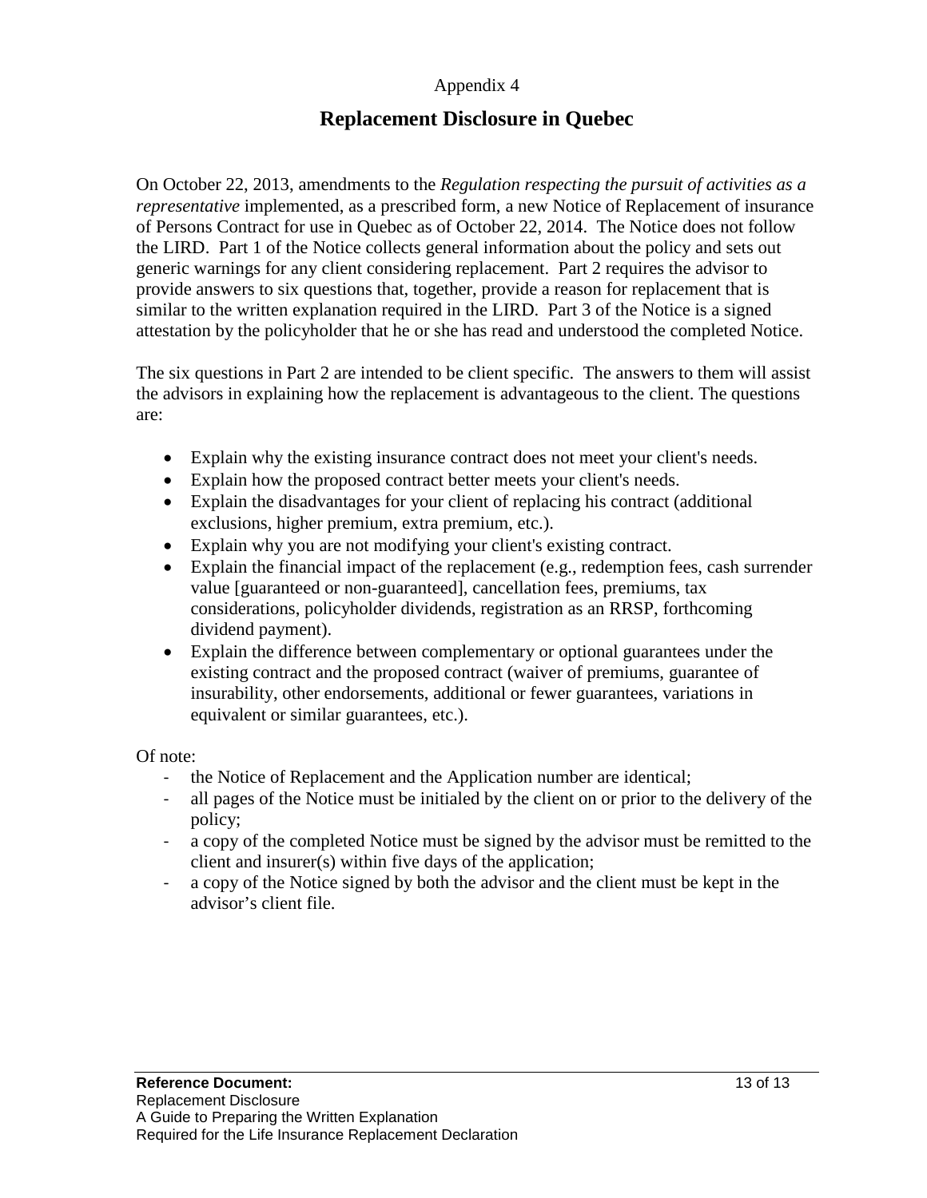Appendix 4

# Replacement Disclosure in Quebec

On October 22, 2013, amendments to the *Regulation respecting the pursuit of activities as a representative* implemented, as a prescribed form, a new Notice of Replacement of insurance of Persons Contract for use in Quebec as of October 22, 2014. The Notice does not follow the LIRD. Part 1 of the Notice collects general information about the policy and sets out generic warnings for any client considering replacement. Part 2 requires the advisor to provide answers to six questions that, together, provide a reason for replacement that is similar to the written explanation required in the LIRD. Part 3 of the Notice is a signed attestation by the policyholder that he or she has read and understood the completed Notice.

The six questions in Part 2 are intended to be client specific. The answers to them will assist the advisors in explaining how the replacement is advantageous to the client. The questions are:

- Explain why the existing insurance contract does not meet your client's needs.
- Explain how the proposed contract better meets your client's needs.
- Explain the disadvantages for your client of replacing his contract (additional exclusions, higher premium, extra premium, etc.).
- Explain why you are not modifying your client's existing contract.
- Explain the financial impact of the replacement (e.g., redemption fees, cash surrender value [guaranteed or non-guaranteed], cancellation fees, premiums, tax considerations, policyholder dividends, registration as an RRSP, forthcoming dividend payment).
- Explain the difference between complementary or optional guarantees under the existing contract and the proposed contract (waiver of premiums, guarantee of insurability, other endorsements, additional or fewer guarantees, variations in equivalent or similar guarantees, etc.).

Of note:

- the Notice of Replacement and the Application number are identical;
- all pages of the Notice must be initialed by the client on or prior to the delivery of the policy;
- a copy of the completed Notice must be signed by the advisor must be remitted to the client and insurer(s) within five days of the application;
- a copy of the Notice signed by both the advisor and the client must be kept in the advisor's client file.